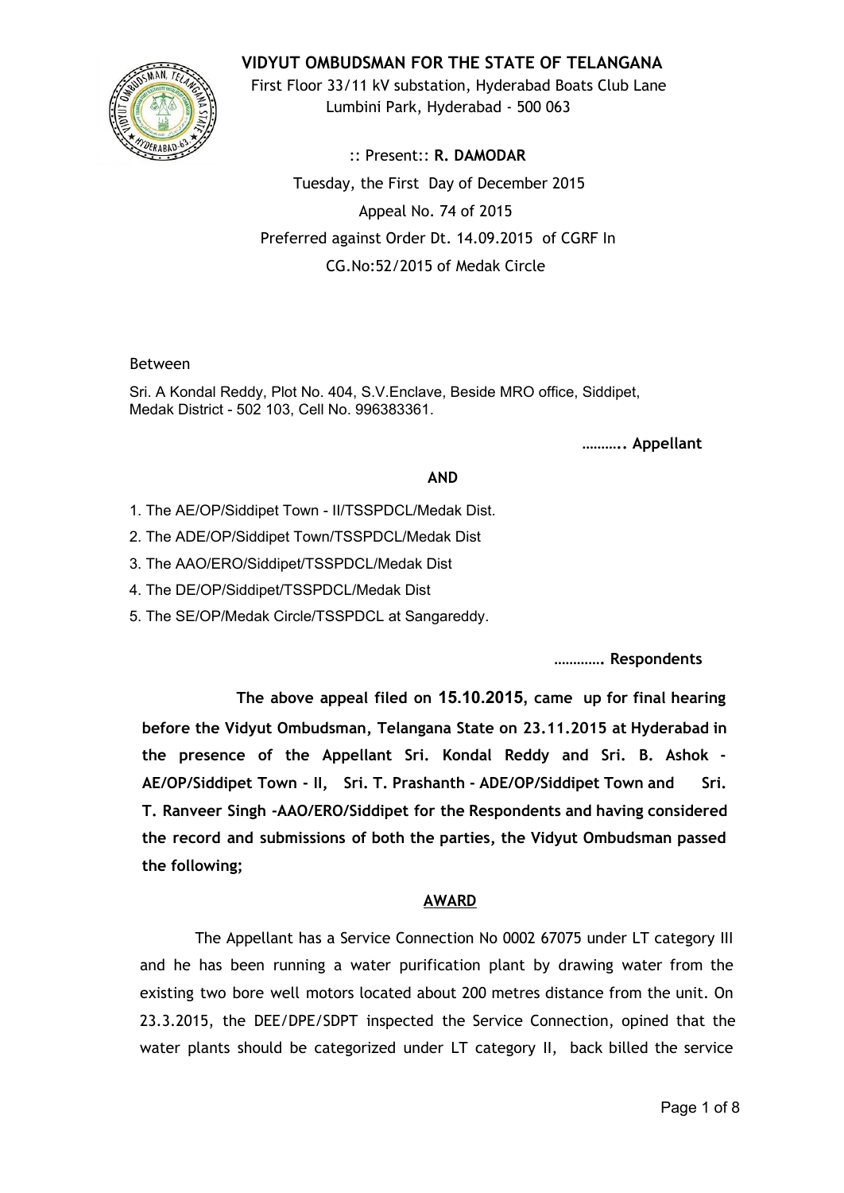# VIDYUT OMBUDSMAN FOR THE STATE OF TELANGANA

First Floor 33/11 kV substation, Hyderabad Boats Club Lane
Lumbini Park, Hyderabad - 500 063

:: Present:: **R. DAMODAR**

Tuesday, the First Day of December 2015

Appeal No. 74 of 2015

Preferred against Order Dt. 14.09.2015 of CGRF In
CG.No:52/2015 of Medak Circle

Between

Sri. A Kondal Reddy, Plot No. 404, S.V.Enclave, Beside MRO office, Siddipet, Medak District - 502 103, Cell No. 996383361.

**……….. Appellant**

**AND**

1. The AE/OP/Siddipet Town - II/TSSPDCL/Medak Dist.
2. The ADE/OP/Siddipet Town/TSSPDCL/Medak Dist
3. The AAO/ERO/Siddipet/TSSPDCL/Medak Dist
4. The DE/OP/Siddipet/TSSPDCL/Medak Dist
5. The SE/OP/Medak Circle/TSSPDCL at Sangareddy.

**…………. Respondents**

**The above appeal filed on 15.10.2015, came up for final hearing before the Vidyut Ombudsman, Telangana State on 23.11.2015 at Hyderabad in the presence of the Appellant Sri. Kondal Reddy and Sri. B. Ashok - AE/OP/Siddipet Town - II, Sri. T. Prashanth - ADE/OP/Siddipet Town and Sri. T. Ranveer Singh -AAO/ERO/Siddipet for the Respondents and having considered the record and submissions of both the parties, the Vidyut Ombudsman passed the following;**

## AWARD

The Appellant has a Service Connection No 0002 67075 under LT category III and he has been running a water purification plant by drawing water from the existing two bore well motors located about 200 metres distance from the unit. On 23.3.2015, the DEE/DPE/SDPT inspected the Service Connection, opined that the water plants should be categorized under LT category II, back billed the service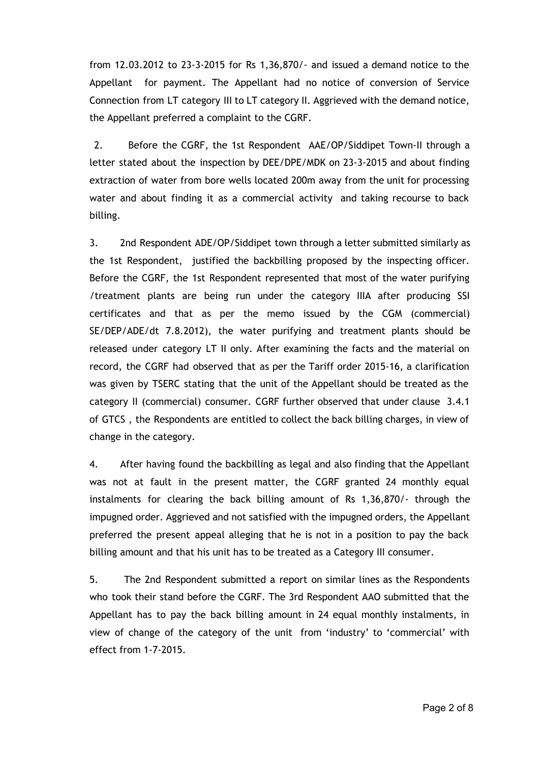from 12.03.2012 to 23-3-2015 for Rs 1,36,870/- and issued a demand notice to the Appellant for payment. The Appellant had no notice of conversion of Service Connection from LT category III to LT category II. Aggrieved with the demand notice, the Appellant preferred a complaint to the CGRF.

2. Before the CGRF, the 1st Respondent AAE/OP/Siddipet Town-II through a letter stated about the inspection by DEE/DPE/MDK on 23-3-2015 and about finding extraction of water from bore wells located 200m away from the unit for processing water and about finding it as a commercial activity and taking recourse to back billing.

3. 2nd Respondent ADE/OP/Siddipet town through a letter submitted similarly as the 1st Respondent, justified the backbilling proposed by the inspecting officer. Before the CGRF, the 1st Respondent represented that most of the water purifying /treatment plants are being run under the category IIIA after producing SSI certificates and that as per the memo issued by the CGM (commercial) SE/DEP/ADE/dt 7.8.2012), the water purifying and treatment plants should be released under category LT II only. After examining the facts and the material on record, the CGRF had observed that as per the Tariff order 2015-16, a clarification was given by TSERC stating that the unit of the Appellant should be treated as the category II (commercial) consumer. CGRF further observed that under clause 3.4.1 of GTCS , the Respondents are entitled to collect the back billing charges, in view of change in the category.

4. After having found the backbilling as legal and also finding that the Appellant was not at fault in the present matter, the CGRF granted 24 monthly equal instalments for clearing the back billing amount of Rs 1,36,870/- through the impugned order. Aggrieved and not satisfied with the impugned orders, the Appellant preferred the present appeal alleging that he is not in a position to pay the back billing amount and that his unit has to be treated as a Category III consumer.

5. The 2nd Respondent submitted a report on similar lines as the Respondents who took their stand before the CGRF. The 3rd Respondent AAO submitted that the Appellant has to pay the back billing amount in 24 equal monthly instalments, in view of change of the category of the unit from 'industry' to 'commercial' with effect from 1-7-2015.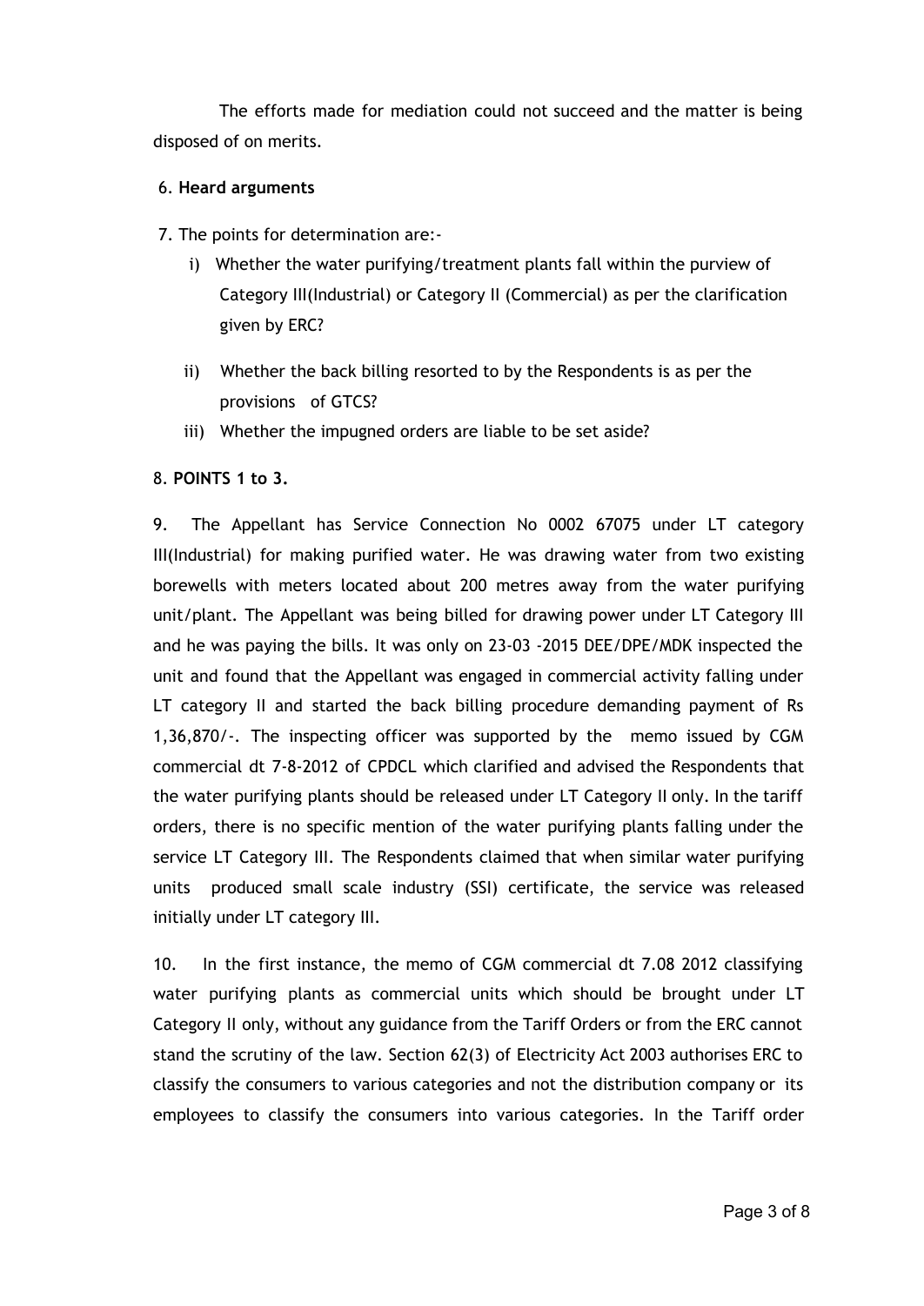The efforts made for mediation could not succeed and the matter is being disposed of on merits.

6. **Heard arguments**

7. The points for determination are:-

   i) Whether the water purifying/treatment plants fall within the purview of Category III(Industrial) or Category II (Commercial) as per the clarification given by ERC?

   ii) Whether the back billing resorted to by the Respondents is as per the provisions of GTCS?

   iii) Whether the impugned orders are liable to be set aside?

8. **POINTS 1 to 3.**

9. The Appellant has Service Connection No 0002 67075 under LT category III(Industrial) for making purified water. He was drawing water from two existing borewells with meters located about 200 metres away from the water purifying unit/plant. The Appellant was being billed for drawing power under LT Category III and he was paying the bills. It was only on 23-03 -2015 DEE/DPE/MDK inspected the unit and found that the Appellant was engaged in commercial activity falling under LT category II and started the back billing procedure demanding payment of Rs 1,36,870/-. The inspecting officer was supported by the memo issued by CGM commercial dt 7-8-2012 of CPDCL which clarified and advised the Respondents that the water purifying plants should be released under LT Category II only. In the tariff orders, there is no specific mention of the water purifying plants falling under the service LT Category III. The Respondents claimed that when similar water purifying units produced small scale industry (SSI) certificate, the service was released initially under LT category III.

10. In the first instance, the memo of CGM commercial dt 7.08 2012 classifying water purifying plants as commercial units which should be brought under LT Category II only, without any guidance from the Tariff Orders or from the ERC cannot stand the scrutiny of the law. Section 62(3) of Electricity Act 2003 authorises ERC to classify the consumers to various categories and not the distribution company or its employees to classify the consumers into various categories. In the Tariff order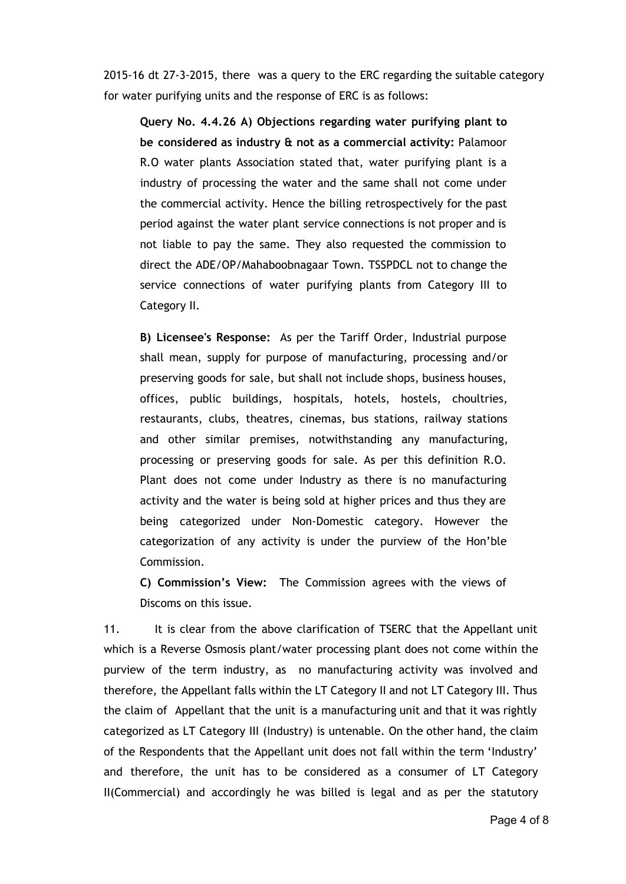2015-16 dt 27-3-2015, there was a query to the ERC regarding the suitable category for water purifying units and the response of ERC is as follows:

> **Query No. 4.4.26 A) Objections regarding water purifying plant to be considered as industry & not as a commercial activity:** Palamoor R.O water plants Association stated that, water purifying plant is a industry of processing the water and the same shall not come under the commercial activity. Hence the billing retrospectively for the past period against the water plant service connections is not proper and is not liable to pay the same. They also requested the commission to direct the ADE/OP/Mahaboobnagaar Town. TSSPDCL not to change the service connections of water purifying plants from Category III to Category II.
>
> **B) Licensee's Response:** As per the Tariff Order, Industrial purpose shall mean, supply for purpose of manufacturing, processing and/or preserving goods for sale, but shall not include shops, business houses, offices, public buildings, hospitals, hotels, hostels, choultries, restaurants, clubs, theatres, cinemas, bus stations, railway stations and other similar premises, notwithstanding any manufacturing, processing or preserving goods for sale. As per this definition R.O. Plant does not come under Industry as there is no manufacturing activity and the water is being sold at higher prices and thus they are being categorized under Non-Domestic category. However the categorization of any activity is under the purview of the Hon'ble Commission.
>
> **C) Commission's View:** The Commission agrees with the views of Discoms on this issue.

11. It is clear from the above clarification of TSERC that the Appellant unit which is a Reverse Osmosis plant/water processing plant does not come within the purview of the term industry, as no manufacturing activity was involved and therefore, the Appellant falls within the LT Category II and not LT Category III. Thus the claim of Appellant that the unit is a manufacturing unit and that it was rightly categorized as LT Category III (Industry) is untenable. On the other hand, the claim of the Respondents that the Appellant unit does not fall within the term 'Industry' and therefore, the unit has to be considered as a consumer of LT Category II(Commercial) and accordingly he was billed is legal and as per the statutory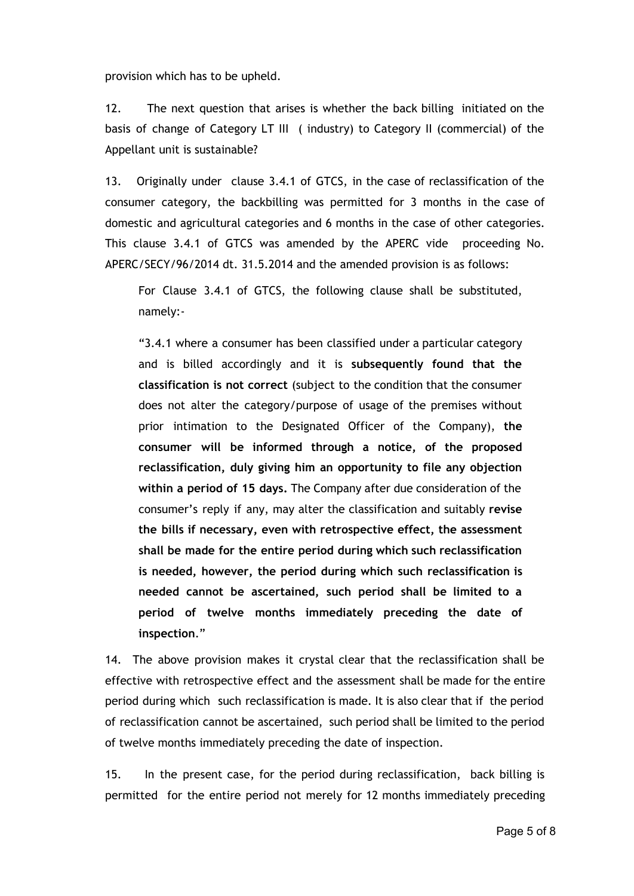provision which has to be upheld.

12. The next question that arises is whether the back billing initiated on the basis of change of Category LT III ( industry) to Category II (commercial) of the Appellant unit is sustainable?

13. Originally under clause 3.4.1 of GTCS, in the case of reclassification of the consumer category, the backbilling was permitted for 3 months in the case of domestic and agricultural categories and 6 months in the case of other categories. This clause 3.4.1 of GTCS was amended by the APERC vide proceeding No. APERC/SECY/96/2014 dt. 31.5.2014 and the amended provision is as follows:

> For Clause 3.4.1 of GTCS, the following clause shall be substituted, namely:-
>
> "3.4.1 where a consumer has been classified under a particular category and is billed accordingly and it is **subsequently found that the classification is not correct** (subject to the condition that the consumer does not alter the category/purpose of usage of the premises without prior intimation to the Designated Officer of the Company), **the consumer will be informed through a notice, of the proposed reclassification, duly giving him an opportunity to file any objection within a period of 15 days.** The Company after due consideration of the consumer's reply if any, may alter the classification and suitably **revise the bills if necessary, even with retrospective effect, the assessment shall be made for the entire period during which such reclassification is needed, however, the period during which such reclassification is needed cannot be ascertained, such period shall be limited to a period of twelve months immediately preceding the date of inspection**."

14. The above provision makes it crystal clear that the reclassification shall be effective with retrospective effect and the assessment shall be made for the entire period during which such reclassification is made. It is also clear that if the period of reclassification cannot be ascertained, such period shall be limited to the period of twelve months immediately preceding the date of inspection.

15. In the present case, for the period during reclassification, back billing is permitted for the entire period not merely for 12 months immediately preceding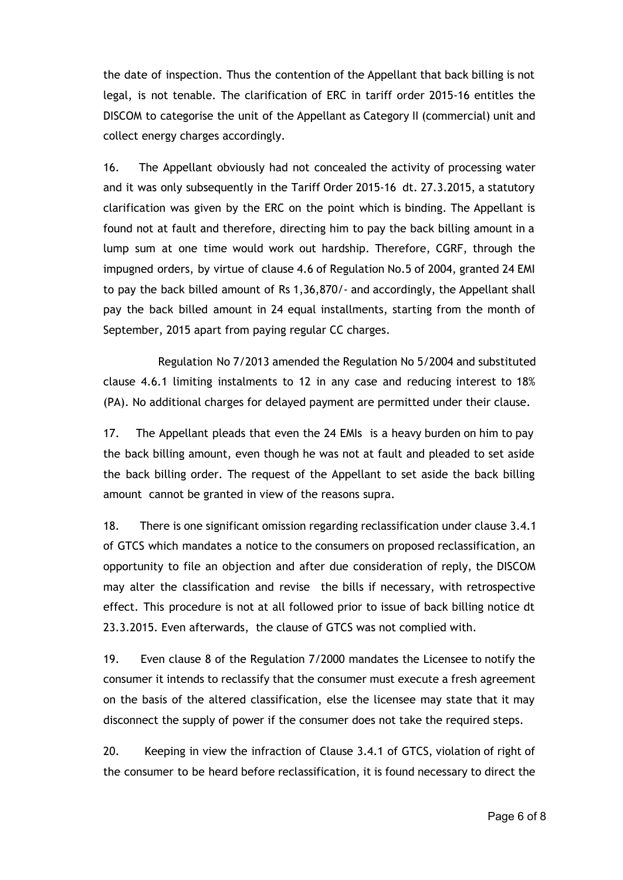the date of inspection. Thus the contention of the Appellant that back billing is not legal, is not tenable. The clarification of ERC in tariff order 2015-16 entitles the DISCOM to categorise the unit of the Appellant as Category II (commercial) unit and collect energy charges accordingly.

16. The Appellant obviously had not concealed the activity of processing water and it was only subsequently in the Tariff Order 2015-16 dt. 27.3.2015, a statutory clarification was given by the ERC on the point which is binding. The Appellant is found not at fault and therefore, directing him to pay the back billing amount in a lump sum at one time would work out hardship. Therefore, CGRF, through the impugned orders, by virtue of clause 4.6 of Regulation No.5 of 2004, granted 24 EMI to pay the back billed amount of Rs 1,36,870/- and accordingly, the Appellant shall pay the back billed amount in 24 equal installments, starting from the month of September, 2015 apart from paying regular CC charges.

Regulation No 7/2013 amended the Regulation No 5/2004 and substituted clause 4.6.1 limiting instalments to 12 in any case and reducing interest to 18% (PA). No additional charges for delayed payment are permitted under their clause.

17. The Appellant pleads that even the 24 EMIs is a heavy burden on him to pay the back billing amount, even though he was not at fault and pleaded to set aside the back billing order. The request of the Appellant to set aside the back billing amount cannot be granted in view of the reasons supra.

18. There is one significant omission regarding reclassification under clause 3.4.1 of GTCS which mandates a notice to the consumers on proposed reclassification, an opportunity to file an objection and after due consideration of reply, the DISCOM may alter the classification and revise the bills if necessary, with retrospective effect. This procedure is not at all followed prior to issue of back billing notice dt 23.3.2015. Even afterwards, the clause of GTCS was not complied with.

19. Even clause 8 of the Regulation 7/2000 mandates the Licensee to notify the consumer it intends to reclassify that the consumer must execute a fresh agreement on the basis of the altered classification, else the licensee may state that it may disconnect the supply of power if the consumer does not take the required steps.

20. Keeping in view the infraction of Clause 3.4.1 of GTCS, violation of right of the consumer to be heard before reclassification, it is found necessary to direct the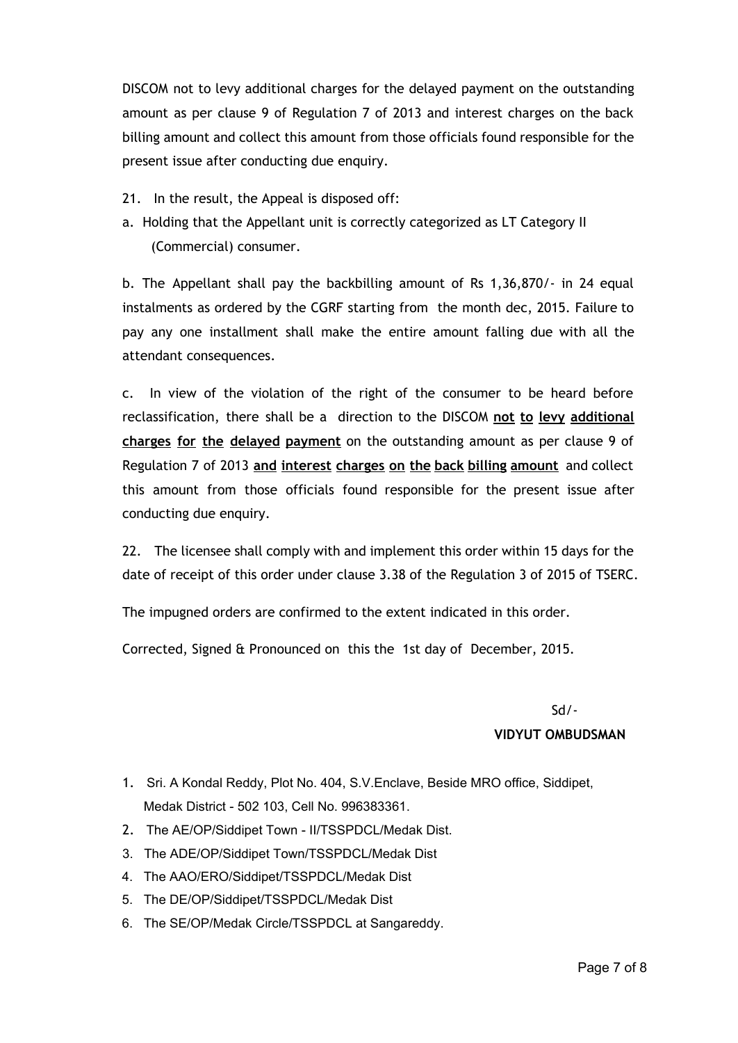DISCOM not to levy additional charges for the delayed payment on the outstanding amount as per clause 9 of Regulation 7 of 2013 and interest charges on the back billing amount and collect this amount from those officials found responsible for the present issue after conducting due enquiry.

21. In the result, the Appeal is disposed off:

a. Holding that the Appellant unit is correctly categorized as LT Category II (Commercial) consumer.

b. The Appellant shall pay the backbilling amount of Rs 1,36,870/- in 24 equal instalments as ordered by the CGRF starting from the month dec, 2015. Failure to pay any one installment shall make the entire amount falling due with all the attendant consequences.

c. In view of the violation of the right of the consumer to be heard before reclassification, there shall be a direction to the DISCOM **not to levy additional charges for the delayed payment** on the outstanding amount as per clause 9 of Regulation 7 of 2013 **and interest charges on the back billing amount** and collect this amount from those officials found responsible for the present issue after conducting due enquiry.

22. The licensee shall comply with and implement this order within 15 days for the date of receipt of this order under clause 3.38 of the Regulation 3 of 2015 of TSERC.

The impugned orders are confirmed to the extent indicated in this order.

Corrected, Signed & Pronounced on this the 1st day of December, 2015.

Sd/-

**VIDYUT OMBUDSMAN**

1. Sri. A Kondal Reddy, Plot No. 404, S.V.Enclave, Beside MRO office, Siddipet, Medak District - 502 103, Cell No. 996383361.
2. The AE/OP/Siddipet Town - II/TSSPDCL/Medak Dist.
3. The ADE/OP/Siddipet Town/TSSPDCL/Medak Dist
4. The AAO/ERO/Siddipet/TSSPDCL/Medak Dist
5. The DE/OP/Siddipet/TSSPDCL/Medak Dist
6. The SE/OP/Medak Circle/TSSPDCL at Sangareddy.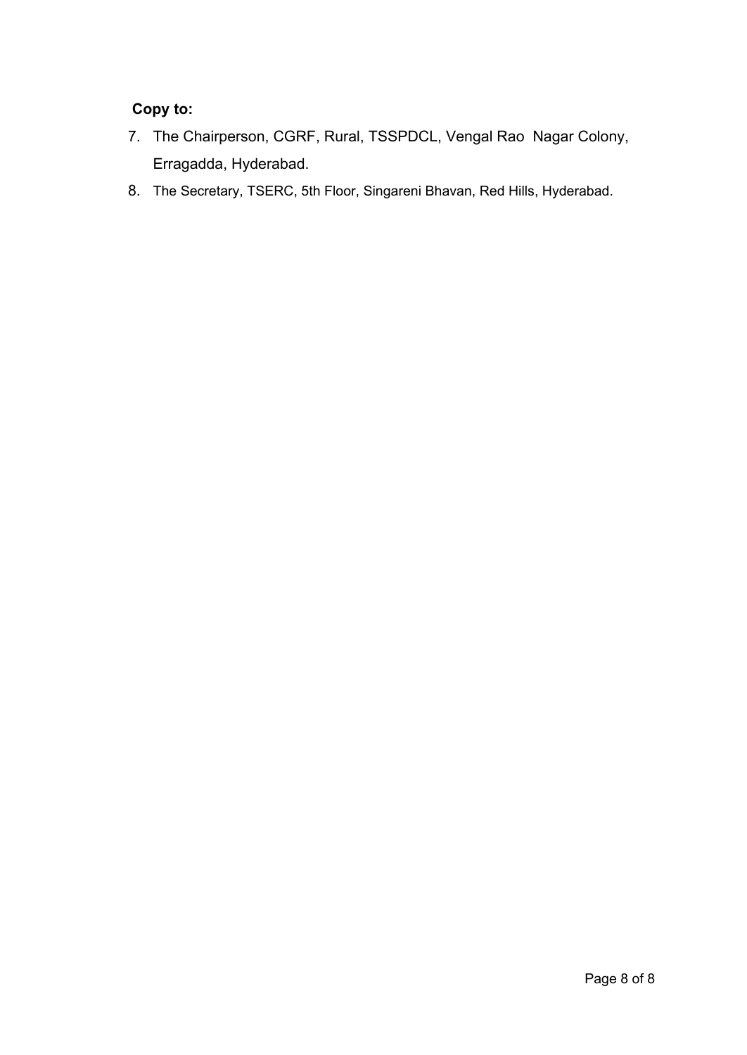**Copy to:**

7. The Chairperson, CGRF, Rural, TSSPDCL, Vengal Rao Nagar Colony, Erragadda, Hyderabad.
8. The Secretary, TSERC, 5th Floor, Singareni Bhavan, Red Hills, Hyderabad.